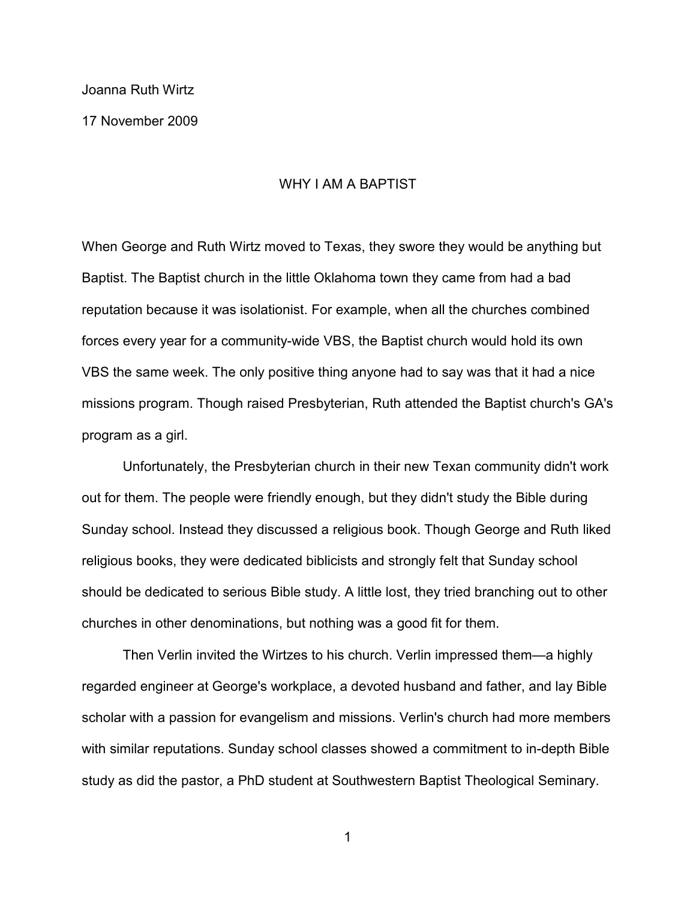Joanna Ruth Wirtz

17 November 2009

# WHY I AM A BAPTIST

When George and Ruth Wirtz moved to Texas, they swore they would be anything but Baptist. The Baptist church in the little Oklahoma town they came from had a bad reputation because it was isolationist. For example, when all the churches combined forces every year for a community-wide VBS, the Baptist church would hold its own VBS the same week. The only positive thing anyone had to say was that it had a nice missions program. Though raised Presbyterian, Ruth attended the Baptist church's GA's program as a girl.

Unfortunately, the Presbyterian church in their new Texan community didn't work out for them. The people were friendly enough, but they didn't study the Bible during Sunday school. Instead they discussed a religious book. Though George and Ruth liked religious books, they were dedicated biblicists and strongly felt that Sunday school should be dedicated to serious Bible study. A little lost, they tried branching out to other churches in other denominations, but nothing was a good fit for them.

Then Verlin invited the Wirtzes to his church. Verlin impressed them—a highly regarded engineer at George's workplace, a devoted husband and father, and lay Bible scholar with a passion for evangelism and missions. Verlin's church had more members with similar reputations. Sunday school classes showed a commitment to in-depth Bible study as did the pastor, a PhD student at Southwestern Baptist Theological Seminary.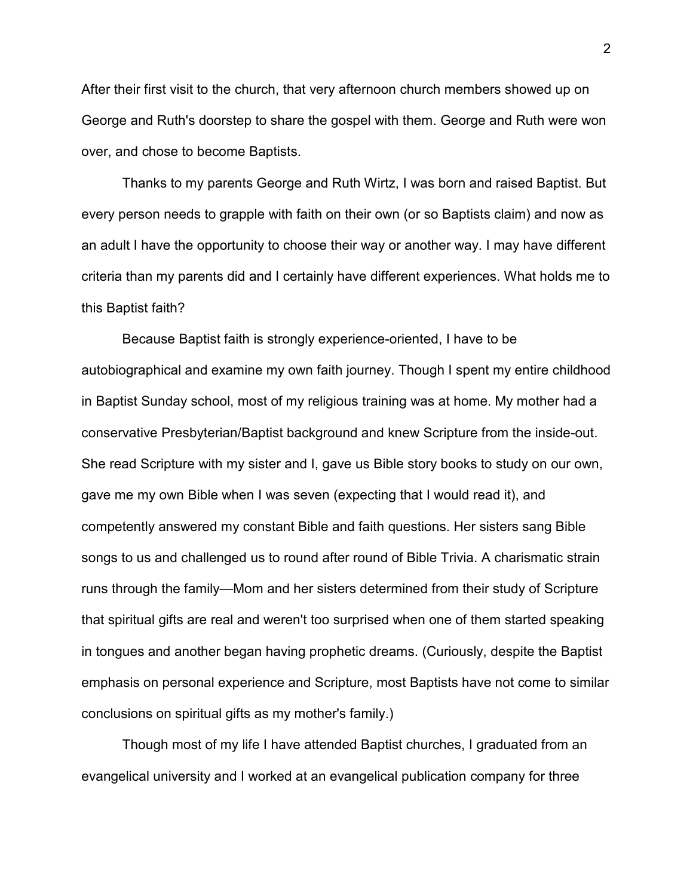After their first visit to the church, that very afternoon church members showed up on George and Ruth's doorstep to share the gospel with them. George and Ruth were won over, and chose to become Baptists.

Thanks to my parents George and Ruth Wirtz, I was born and raised Baptist. But every person needs to grapple with faith on their own (or so Baptists claim) and now as an adult I have the opportunity to choose their way or another way. I may have different criteria than my parents did and I certainly have different experiences. What holds me to this Baptist faith?

Because Baptist faith is strongly experience-oriented, I have to be autobiographical and examine my own faith journey. Though I spent my entire childhood in Baptist Sunday school, most of my religious training was at home. My mother had a conservative Presbyterian/Baptist background and knew Scripture from the inside-out. She read Scripture with my sister and I, gave us Bible story books to study on our own, gave me my own Bible when I was seven (expecting that I would read it), and competently answered my constant Bible and faith questions. Her sisters sang Bible songs to us and challenged us to round after round of Bible Trivia. A charismatic strain runs through the family—Mom and her sisters determined from their study of Scripture that spiritual gifts are real and weren't too surprised when one of them started speaking in tongues and another began having prophetic dreams. (Curiously, despite the Baptist emphasis on personal experience and Scripture, most Baptists have not come to similar conclusions on spiritual gifts as my mother's family.)

Though most of my life I have attended Baptist churches, I graduated from an evangelical university and I worked at an evangelical publication company for three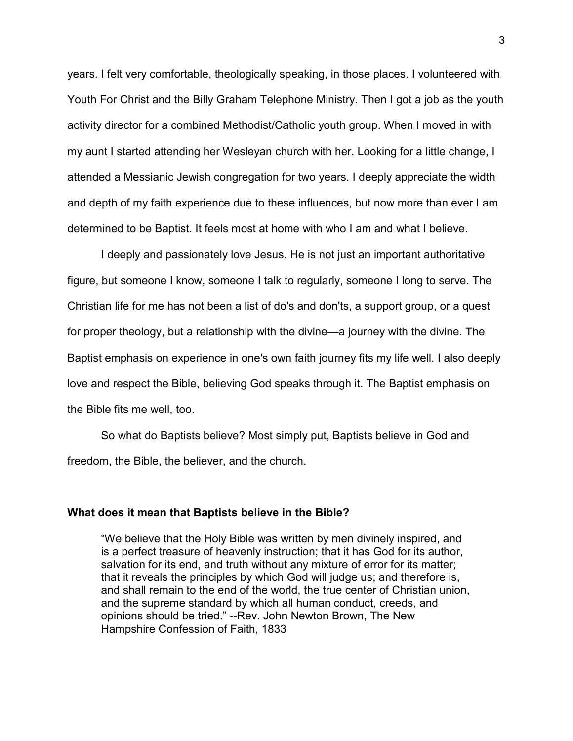years. I felt very comfortable, theologically speaking, in those places. I volunteered with Youth For Christ and the Billy Graham Telephone Ministry. Then I got a job as the youth activity director for a combined Methodist/Catholic youth group. When I moved in with my aunt I started attending her Wesleyan church with her. Looking for a little change, I attended a Messianic Jewish congregation for two years. I deeply appreciate the width and depth of my faith experience due to these influences, but now more than ever I am determined to be Baptist. It feels most at home with who I am and what I believe.

I deeply and passionately love Jesus. He is not just an important authoritative figure, but someone I know, someone I talk to regularly, someone I long to serve. The Christian life for me has not been a list of do's and don'ts, a support group, or a quest for proper theology, but a relationship with the divine—a journey with the divine. The Baptist emphasis on experience in one's own faith journey fits my life well. I also deeply love and respect the Bible, believing God speaks through it. The Baptist emphasis on the Bible fits me well, too.

So what do Baptists believe? Most simply put, Baptists believe in God and freedom, the Bible, the believer, and the church.

**What does it mean that Baptists believe in the Bible?**

> "We believe that the Holy Bible was written by men divinely inspired, and is a perfect treasure of heavenly instruction; that it has God for its author, salvation for its end, and truth without any mixture of error for its matter; that it reveals the principles by which God will judge us; and therefore is, and shall remain to the end of the world, the true center of Christian union, and the supreme standard by which all human conduct, creeds, and opinions should be tried." --Rev. John Newton Brown, The New Hampshire Confession of Faith, 1833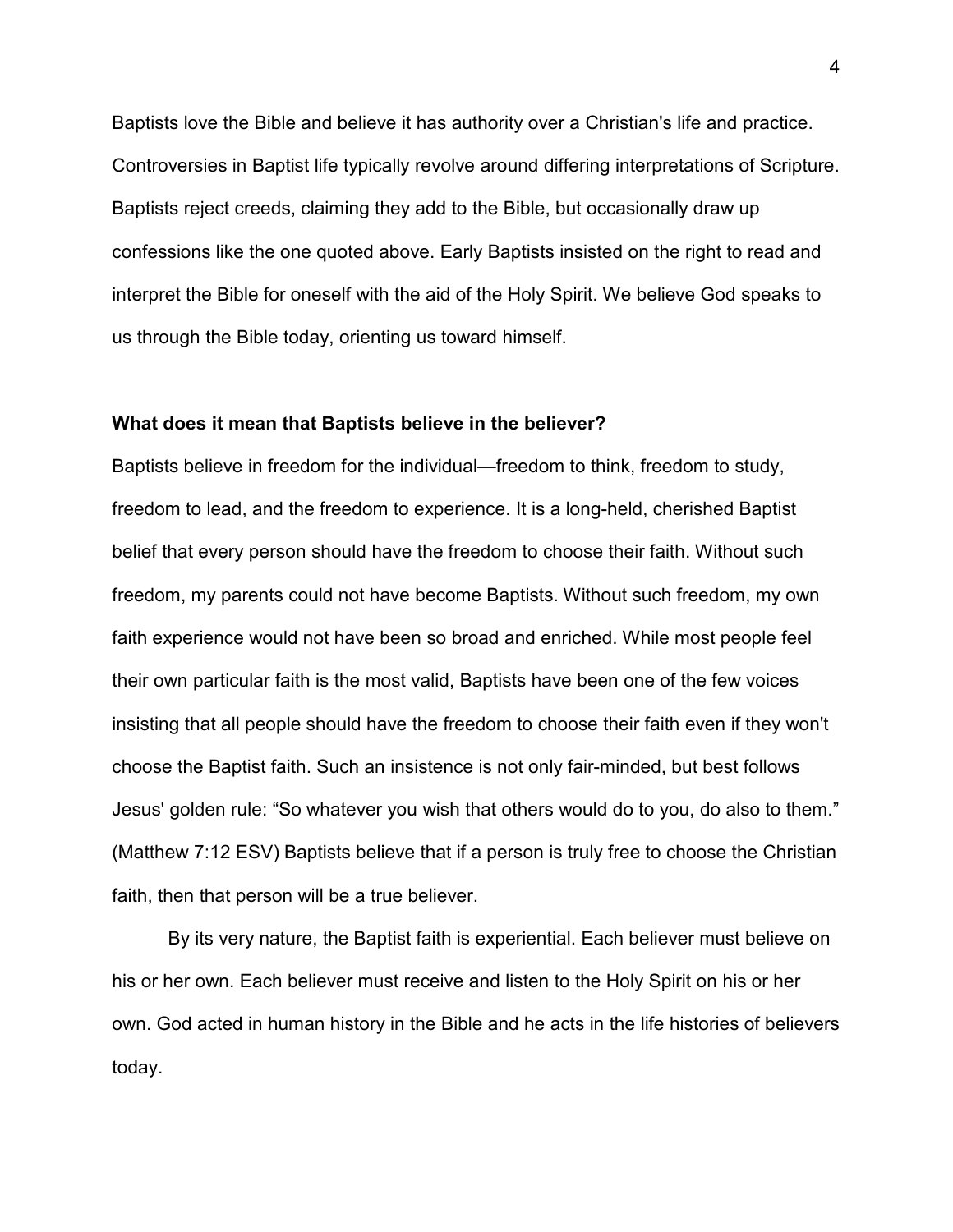Baptists love the Bible and believe it has authority over a Christian's life and practice. Controversies in Baptist life typically revolve around differing interpretations of Scripture. Baptists reject creeds, claiming they add to the Bible, but occasionally draw up confessions like the one quoted above. Early Baptists insisted on the right to read and interpret the Bible for oneself with the aid of the Holy Spirit. We believe God speaks to us through the Bible today, orienting us toward himself.

**What does it mean that Baptists believe in the believer?**

Baptists believe in freedom for the individual—freedom to think, freedom to study, freedom to lead, and the freedom to experience. It is a long-held, cherished Baptist belief that every person should have the freedom to choose their faith. Without such freedom, my parents could not have become Baptists. Without such freedom, my own faith experience would not have been so broad and enriched. While most people feel their own particular faith is the most valid, Baptists have been one of the few voices insisting that all people should have the freedom to choose their faith even if they won't choose the Baptist faith. Such an insistence is not only fair-minded, but best follows Jesus' golden rule: "So whatever you wish that others would do to you, do also to them." (Matthew 7:12 ESV) Baptists believe that if a person is truly free to choose the Christian faith, then that person will be a true believer.

By its very nature, the Baptist faith is experiential. Each believer must believe on his or her own. Each believer must receive and listen to the Holy Spirit on his or her own. God acted in human history in the Bible and he acts in the life histories of believers today.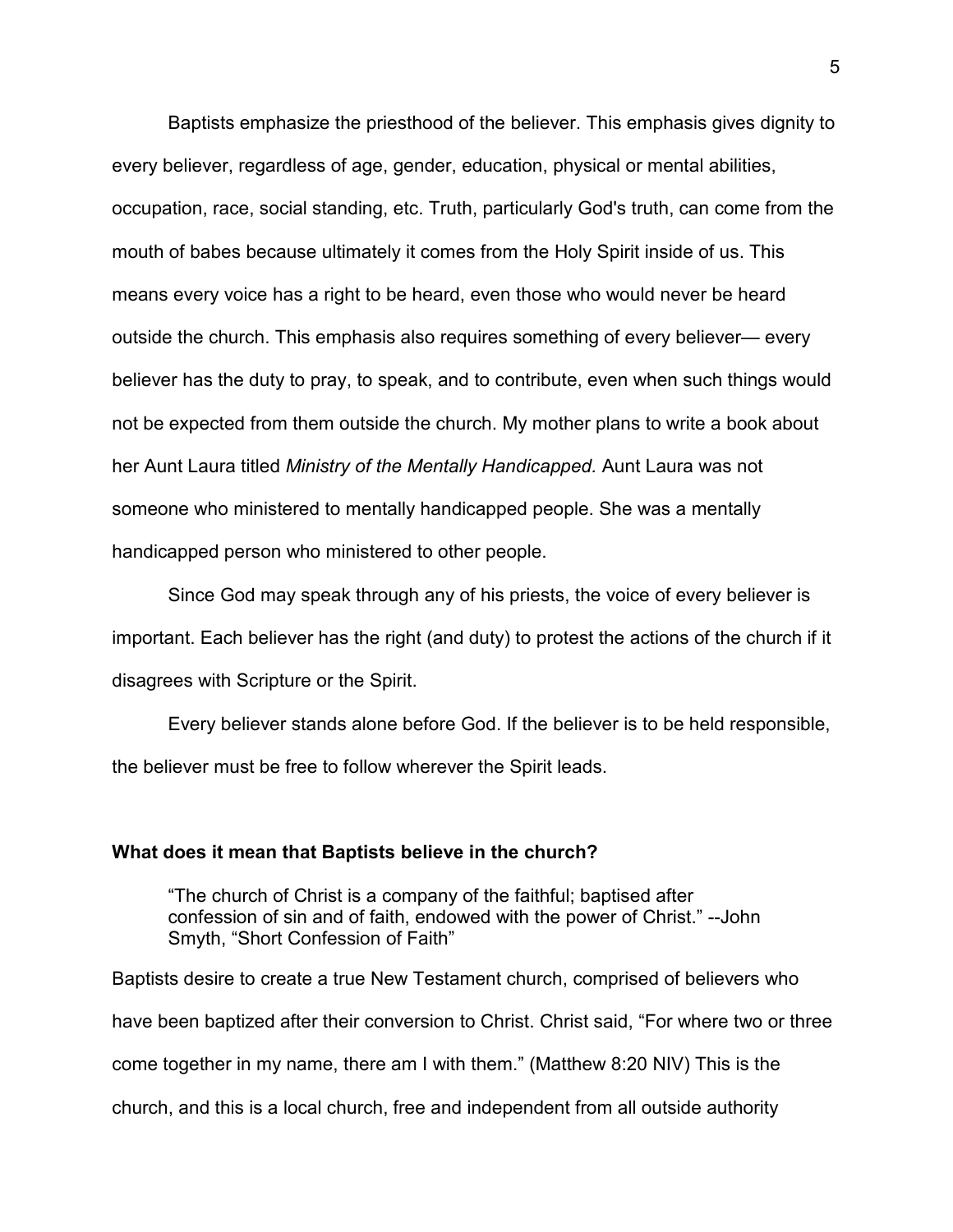Baptists emphasize the priesthood of the believer. This emphasis gives dignity to every believer, regardless of age, gender, education, physical or mental abilities, occupation, race, social standing, etc. Truth, particularly God's truth, can come from the mouth of babes because ultimately it comes from the Holy Spirit inside of us. This means every voice has a right to be heard, even those who would never be heard outside the church. This emphasis also requires something of every believer— every believer has the duty to pray, to speak, and to contribute, even when such things would not be expected from them outside the church. My mother plans to write a book about her Aunt Laura titled *Ministry of the Mentally Handicapped.* Aunt Laura was not someone who ministered to mentally handicapped people. She was a mentally handicapped person who ministered to other people.

Since God may speak through any of his priests, the voice of every believer is important. Each believer has the right (and duty) to protest the actions of the church if it disagrees with Scripture or the Spirit.

Every believer stands alone before God. If the believer is to be held responsible, the believer must be free to follow wherever the Spirit leads.

**What does it mean that Baptists believe in the church?**

> "The church of Christ is a company of the faithful; baptised after confession of sin and of faith, endowed with the power of Christ." --John Smyth, "Short Confession of Faith"

Baptists desire to create a true New Testament church, comprised of believers who have been baptized after their conversion to Christ. Christ said, "For where two or three come together in my name, there am I with them." (Matthew 8:20 NIV) This is the church, and this is a local church, free and independent from all outside authority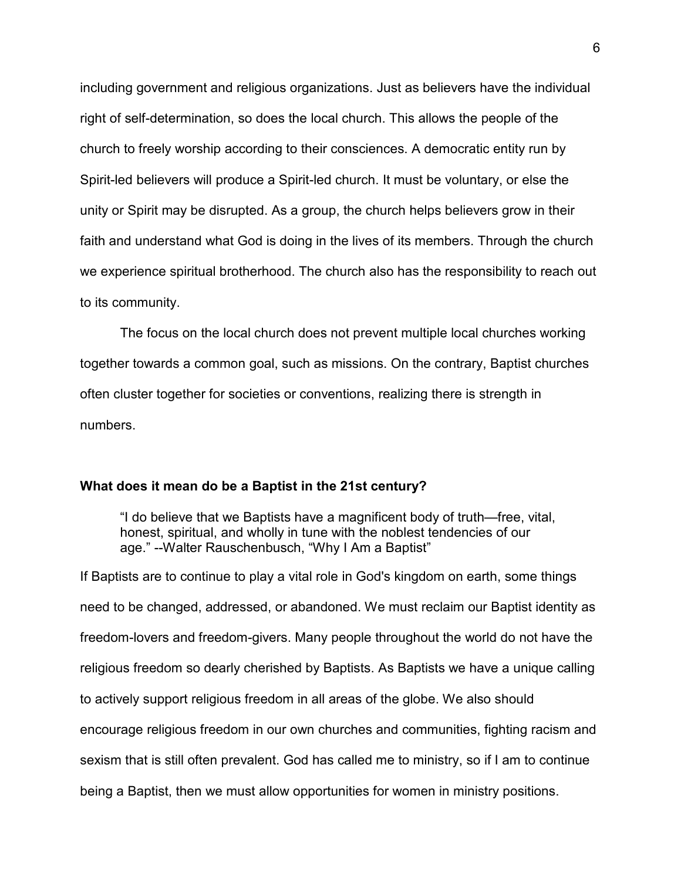including government and religious organizations. Just as believers have the individual right of self-determination, so does the local church. This allows the people of the church to freely worship according to their consciences. A democratic entity run by Spirit-led believers will produce a Spirit-led church. It must be voluntary, or else the unity or Spirit may be disrupted. As a group, the church helps believers grow in their faith and understand what God is doing in the lives of its members. Through the church we experience spiritual brotherhood. The church also has the responsibility to reach out to its community.

The focus on the local church does not prevent multiple local churches working together towards a common goal, such as missions. On the contrary, Baptist churches often cluster together for societies or conventions, realizing there is strength in numbers.

**What does it mean do be a Baptist in the 21st century?**

> "I do believe that we Baptists have a magnificent body of truth—free, vital, honest, spiritual, and wholly in tune with the noblest tendencies of our age." --Walter Rauschenbusch, "Why I Am a Baptist"

If Baptists are to continue to play a vital role in God's kingdom on earth, some things need to be changed, addressed, or abandoned. We must reclaim our Baptist identity as freedom-lovers and freedom-givers. Many people throughout the world do not have the religious freedom so dearly cherished by Baptists. As Baptists we have a unique calling to actively support religious freedom in all areas of the globe. We also should encourage religious freedom in our own churches and communities, fighting racism and sexism that is still often prevalent. God has called me to ministry, so if I am to continue being a Baptist, then we must allow opportunities for women in ministry positions.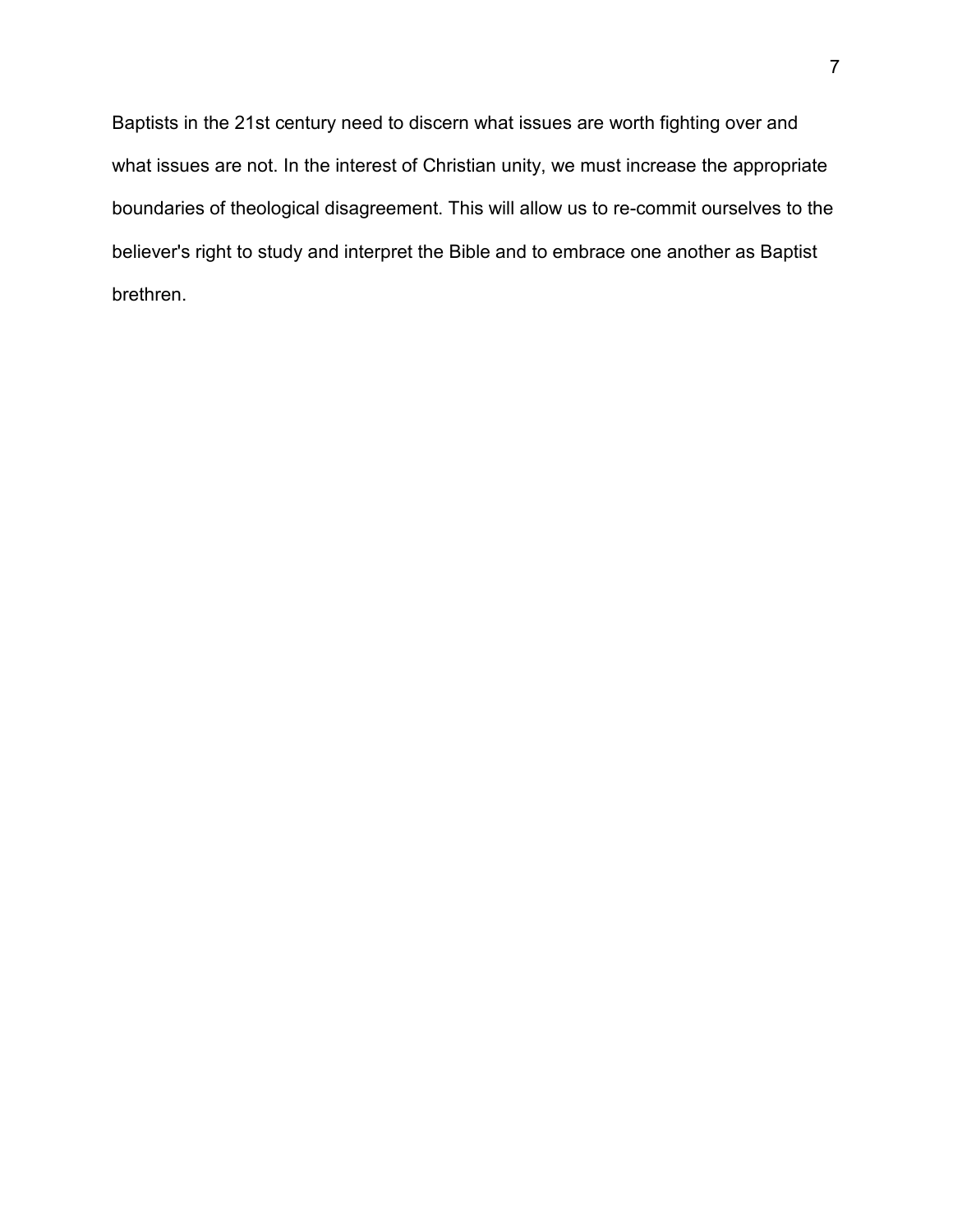Baptists in the 21st century need to discern what issues are worth fighting over and what issues are not. In the interest of Christian unity, we must increase the appropriate boundaries of theological disagreement. This will allow us to re-commit ourselves to the believer's right to study and interpret the Bible and to embrace one another as Baptist brethren.